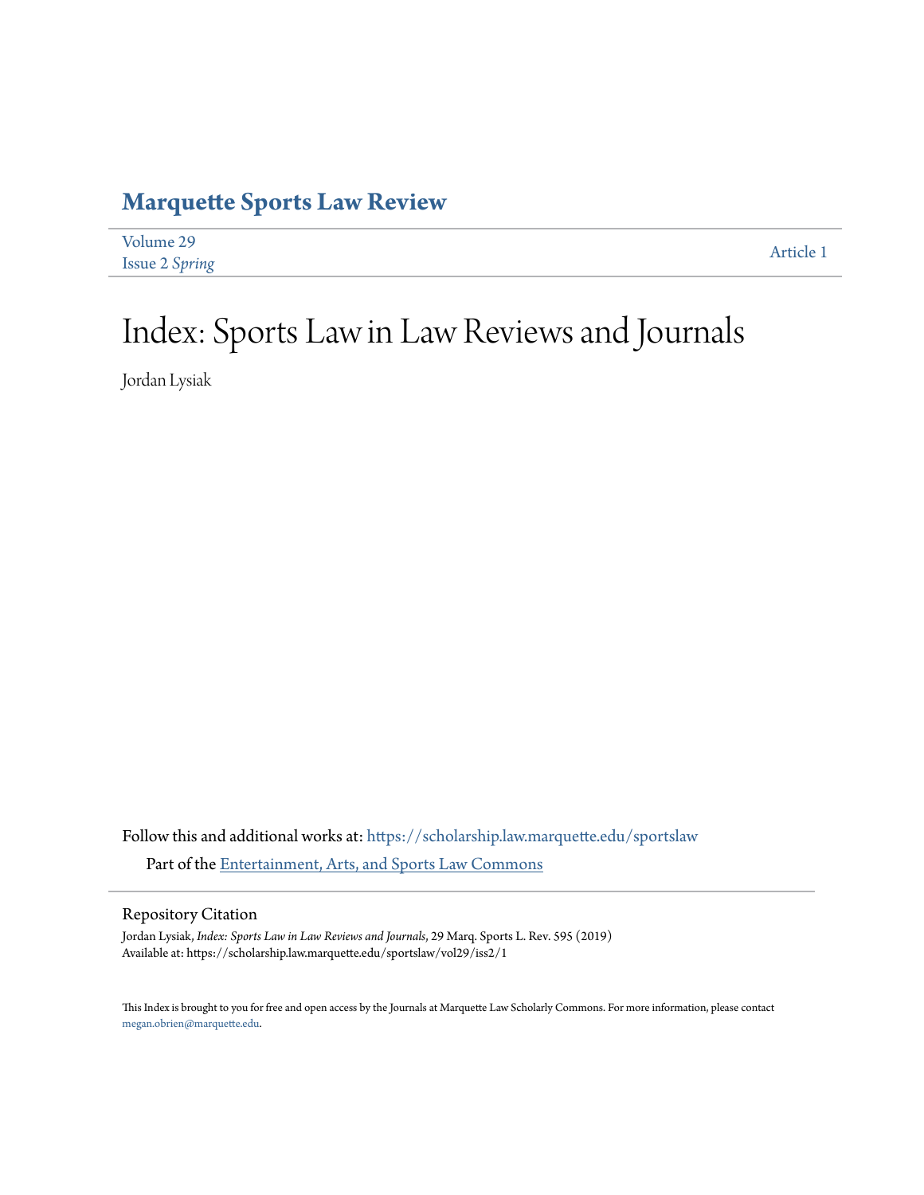# Marquette Sports Law Review

Volume 29
Issue 2 *Spring*

Article 1

# Index: Sports Law in Law Reviews and Journals

Jordan Lysiak

Follow this and additional works at: https://scholarship.law.marquette.edu/sportslaw

Part of the Entertainment, Arts, and Sports Law Commons

## Repository Citation

Jordan Lysiak, *Index: Sports Law in Law Reviews and Journals*, 29 Marq. Sports L. Rev. 595 (2019)
Available at: https://scholarship.law.marquette.edu/sportslaw/vol29/iss2/1

This Index is brought to you for free and open access by the Journals at Marquette Law Scholarly Commons. For more information, please contact megan.obrien@marquette.edu.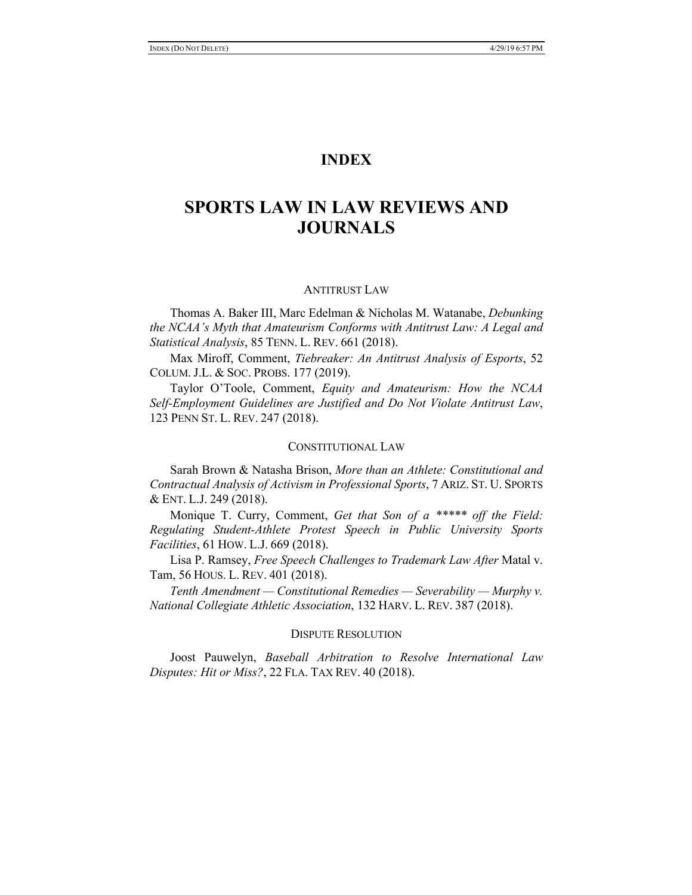# INDEX

# SPORTS LAW IN LAW REVIEWS AND JOURNALS

## ANTITRUST LAW

Thomas A. Baker III, Marc Edelman & Nicholas M. Watanabe, *Debunking the NCAA's Myth that Amateurism Conforms with Antitrust Law: A Legal and Statistical Analysis*, 85 TENN. L. REV. 661 (2018).

Max Miroff, Comment, *Tiebreaker: An Antitrust Analysis of Esports*, 52 COLUM. J.L. & SOC. PROBS. 177 (2019).

Taylor O'Toole, Comment, *Equity and Amateurism: How the NCAA Self-Employment Guidelines are Justified and Do Not Violate Antitrust Law*, 123 PENN ST. L. REV. 247 (2018).

## CONSTITUTIONAL LAW

Sarah Brown & Natasha Brison, *More than an Athlete: Constitutional and Contractual Analysis of Activism in Professional Sports*, 7 ARIZ. ST. U. SPORTS & ENT. L.J. 249 (2018).

Monique T. Curry, Comment, *Get that Son of a ***** off the Field: Regulating Student-Athlete Protest Speech in Public University Sports Facilities*, 61 HOW. L.J. 669 (2018).

Lisa P. Ramsey, *Free Speech Challenges to Trademark Law After* Matal v. Tam, 56 HOUS. L. REV. 401 (2018).

*Tenth Amendment — Constitutional Remedies — Severability — Murphy v. National Collegiate Athletic Association*, 132 HARV. L. REV. 387 (2018).

## DISPUTE RESOLUTION

Joost Pauwelyn, *Baseball Arbitration to Resolve International Law Disputes: Hit or Miss?*, 22 FLA. TAX REV. 40 (2018).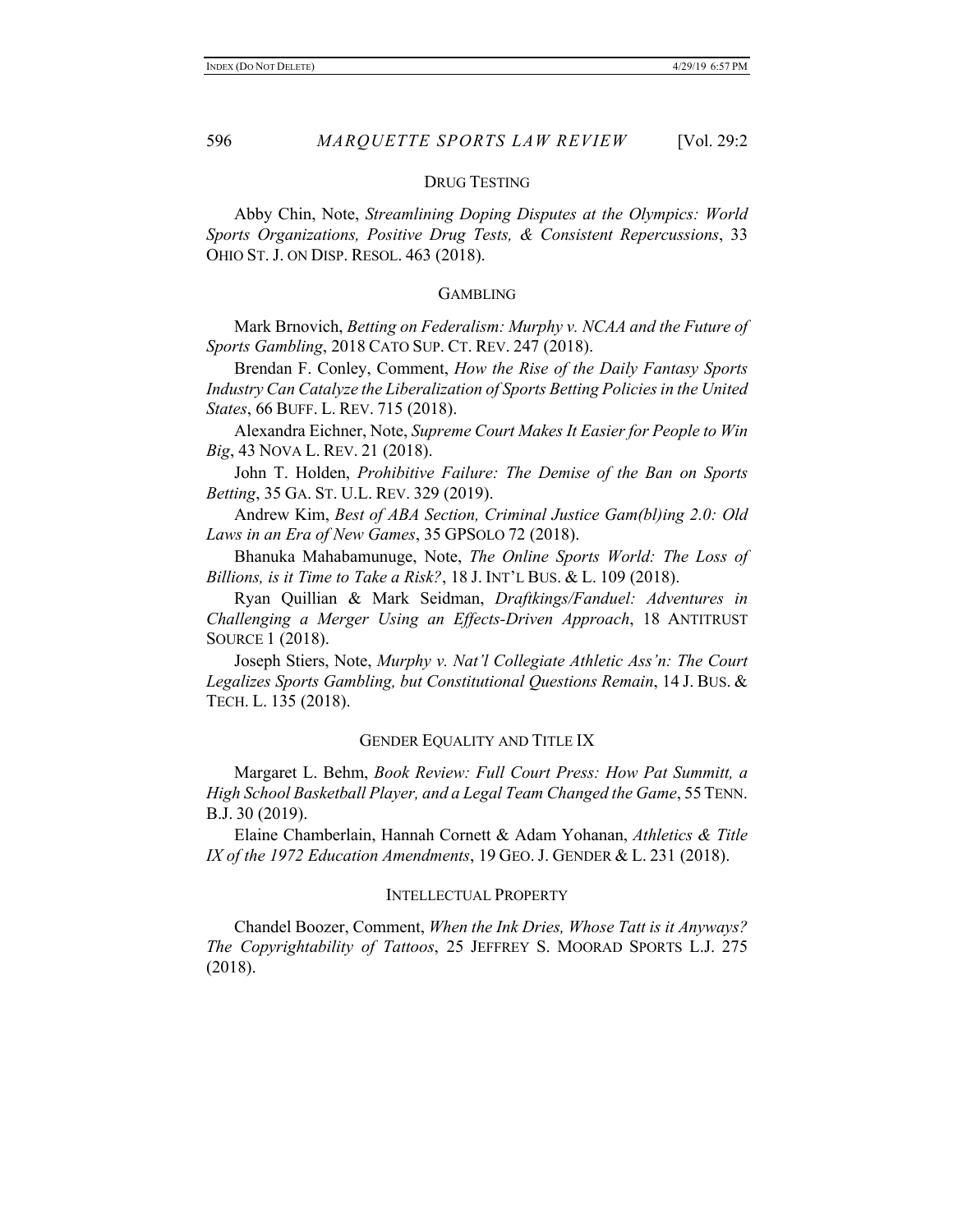## DRUG TESTING

Abby Chin, Note, *Streamlining Doping Disputes at the Olympics: World Sports Organizations, Positive Drug Tests, & Consistent Repercussions*, 33 OHIO ST. J. ON DISP. RESOL. 463 (2018).

## GAMBLING

Mark Brnovich, *Betting on Federalism: Murphy v. NCAA and the Future of Sports Gambling*, 2018 CATO SUP. CT. REV. 247 (2018).

Brendan F. Conley, Comment, *How the Rise of the Daily Fantasy Sports Industry Can Catalyze the Liberalization of Sports Betting Policies in the United States*, 66 BUFF. L. REV. 715 (2018).

Alexandra Eichner, Note, *Supreme Court Makes It Easier for People to Win Big*, 43 NOVA L. REV. 21 (2018).

John T. Holden, *Prohibitive Failure: The Demise of the Ban on Sports Betting*, 35 GA. ST. U.L. REV. 329 (2019).

Andrew Kim, *Best of ABA Section, Criminal Justice Gam(bl)ing 2.0: Old Laws in an Era of New Games*, 35 GPSOLO 72 (2018).

Bhanuka Mahabamunuge, Note, *The Online Sports World: The Loss of Billions, is it Time to Take a Risk?*, 18 J. INT'L BUS. & L. 109 (2018).

Ryan Quillian & Mark Seidman, *Draftkings/Fanduel: Adventures in Challenging a Merger Using an Effects-Driven Approach*, 18 ANTITRUST SOURCE 1 (2018).

Joseph Stiers, Note, *Murphy v. Nat'l Collegiate Athletic Ass'n: The Court Legalizes Sports Gambling, but Constitutional Questions Remain*, 14 J. BUS. & TECH. L. 135 (2018).

## GENDER EQUALITY AND TITLE IX

Margaret L. Behm, *Book Review: Full Court Press: How Pat Summitt, a High School Basketball Player, and a Legal Team Changed the Game*, 55 TENN. B.J. 30 (2019).

Elaine Chamberlain, Hannah Cornett & Adam Yohanan, *Athletics & Title IX of the 1972 Education Amendments*, 19 GEO. J. GENDER & L. 231 (2018).

## INTELLECTUAL PROPERTY

Chandel Boozer, Comment, *When the Ink Dries, Whose Tatt is it Anyways? The Copyrightability of Tattoos*, 25 JEFFREY S. MOORAD SPORTS L.J. 275 (2018).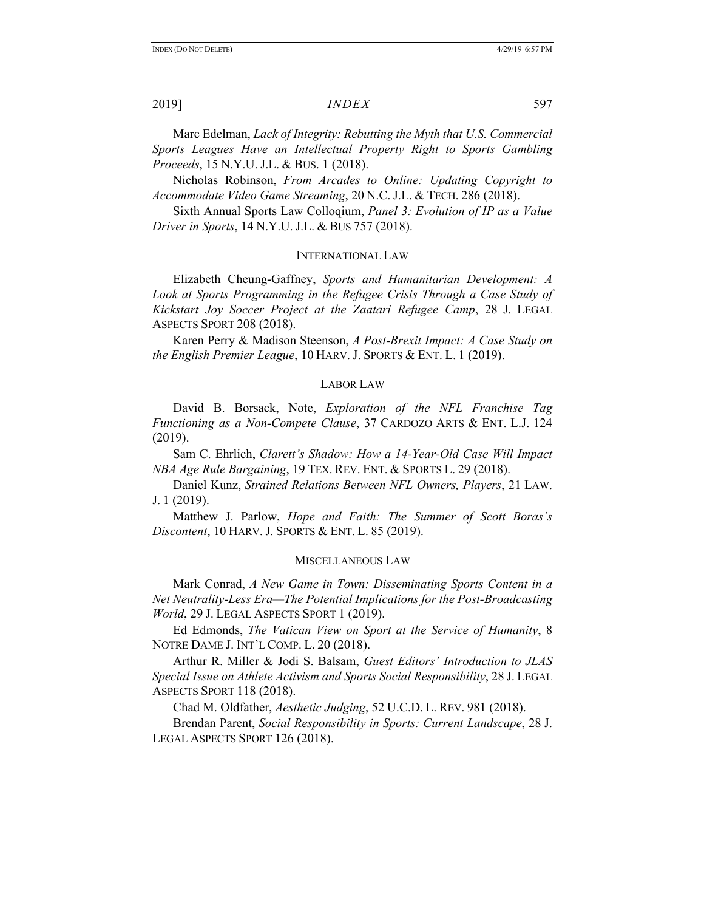Marc Edelman, *Lack of Integrity: Rebutting the Myth that U.S. Commercial Sports Leagues Have an Intellectual Property Right to Sports Gambling Proceeds*, 15 N.Y.U. J.L. & BUS. 1 (2018).

Nicholas Robinson, *From Arcades to Online: Updating Copyright to Accommodate Video Game Streaming*, 20 N.C. J.L. & TECH. 286 (2018).

Sixth Annual Sports Law Colloqium, *Panel 3: Evolution of IP as a Value Driver in Sports*, 14 N.Y.U. J.L. & BUS 757 (2018).

## INTERNATIONAL LAW

Elizabeth Cheung-Gaffney, *Sports and Humanitarian Development: A Look at Sports Programming in the Refugee Crisis Through a Case Study of Kickstart Joy Soccer Project at the Zaatari Refugee Camp*, 28 J. LEGAL ASPECTS SPORT 208 (2018).

Karen Perry & Madison Steenson, *A Post-Brexit Impact: A Case Study on the English Premier League*, 10 HARV. J. SPORTS & ENT. L. 1 (2019).

## LABOR LAW

David B. Borsack, Note, *Exploration of the NFL Franchise Tag Functioning as a Non-Compete Clause*, 37 CARDOZO ARTS & ENT. L.J. 124 (2019).

Sam C. Ehrlich, *Clarett's Shadow: How a 14-Year-Old Case Will Impact NBA Age Rule Bargaining*, 19 TEX. REV. ENT. & SPORTS L. 29 (2018).

Daniel Kunz, *Strained Relations Between NFL Owners, Players*, 21 LAW. J. 1 (2019).

Matthew J. Parlow, *Hope and Faith: The Summer of Scott Boras's Discontent*, 10 HARV. J. SPORTS & ENT. L. 85 (2019).

## MISCELLANEOUS LAW

Mark Conrad, *A New Game in Town: Disseminating Sports Content in a Net Neutrality-Less Era—The Potential Implications for the Post-Broadcasting World*, 29 J. LEGAL ASPECTS SPORT 1 (2019).

Ed Edmonds, *The Vatican View on Sport at the Service of Humanity*, 8 NOTRE DAME J. INT'L COMP. L. 20 (2018).

Arthur R. Miller & Jodi S. Balsam, *Guest Editors' Introduction to JLAS Special Issue on Athlete Activism and Sports Social Responsibility*, 28 J. LEGAL ASPECTS SPORT 118 (2018).

Chad M. Oldfather, *Aesthetic Judging*, 52 U.C.D. L. REV. 981 (2018).

Brendan Parent, *Social Responsibility in Sports: Current Landscape*, 28 J. LEGAL ASPECTS SPORT 126 (2018).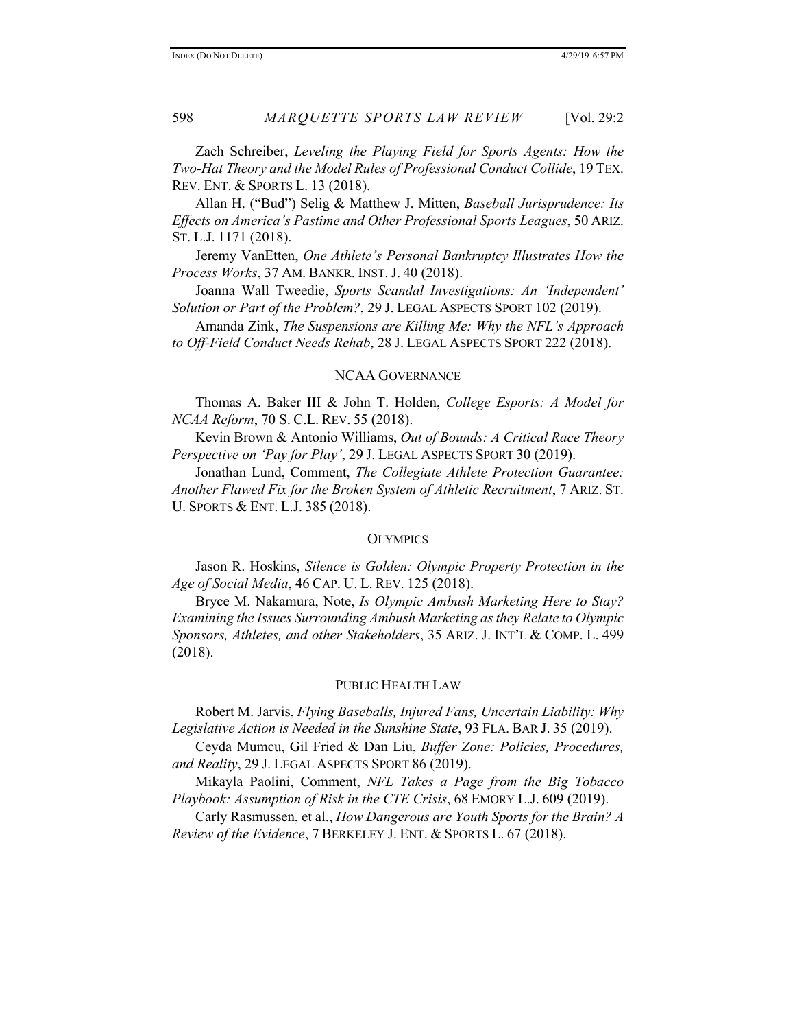Zach Schreiber, *Leveling the Playing Field for Sports Agents: How the Two-Hat Theory and the Model Rules of Professional Conduct Collide*, 19 TEX. REV. ENT. & SPORTS L. 13 (2018).

Allan H. ("Bud") Selig & Matthew J. Mitten, *Baseball Jurisprudence: Its Effects on America's Pastime and Other Professional Sports Leagues*, 50 ARIZ. ST. L.J. 1171 (2018).

Jeremy VanEtten, *One Athlete's Personal Bankruptcy Illustrates How the Process Works*, 37 AM. BANKR. INST. J. 40 (2018).

Joanna Wall Tweedie, *Sports Scandal Investigations: An 'Independent' Solution or Part of the Problem?*, 29 J. LEGAL ASPECTS SPORT 102 (2019).

Amanda Zink, *The Suspensions are Killing Me: Why the NFL's Approach to Off-Field Conduct Needs Rehab*, 28 J. LEGAL ASPECTS SPORT 222 (2018).

## NCAA GOVERNANCE

Thomas A. Baker III & John T. Holden, *College Esports: A Model for NCAA Reform*, 70 S. C.L. REV. 55 (2018).

Kevin Brown & Antonio Williams, *Out of Bounds: A Critical Race Theory Perspective on 'Pay for Play'*, 29 J. LEGAL ASPECTS SPORT 30 (2019).

Jonathan Lund, Comment, *The Collegiate Athlete Protection Guarantee: Another Flawed Fix for the Broken System of Athletic Recruitment*, 7 ARIZ. ST. U. SPORTS & ENT. L.J. 385 (2018).

## OLYMPICS

Jason R. Hoskins, *Silence is Golden: Olympic Property Protection in the Age of Social Media*, 46 CAP. U. L. REV. 125 (2018).

Bryce M. Nakamura, Note, *Is Olympic Ambush Marketing Here to Stay? Examining the Issues Surrounding Ambush Marketing as they Relate to Olympic Sponsors, Athletes, and other Stakeholders*, 35 ARIZ. J. INT'L & COMP. L. 499 (2018).

## PUBLIC HEALTH LAW

Robert M. Jarvis, *Flying Baseballs, Injured Fans, Uncertain Liability: Why Legislative Action is Needed in the Sunshine State*, 93 FLA. BAR J. 35 (2019).

Ceyda Mumcu, Gil Fried & Dan Liu, *Buffer Zone: Policies, Procedures, and Reality*, 29 J. LEGAL ASPECTS SPORT 86 (2019).

Mikayla Paolini, Comment, *NFL Takes a Page from the Big Tobacco Playbook: Assumption of Risk in the CTE Crisis*, 68 EMORY L.J. 609 (2019).

Carly Rasmussen, et al., *How Dangerous are Youth Sports for the Brain? A Review of the Evidence*, 7 BERKELEY J. ENT. & SPORTS L. 67 (2018).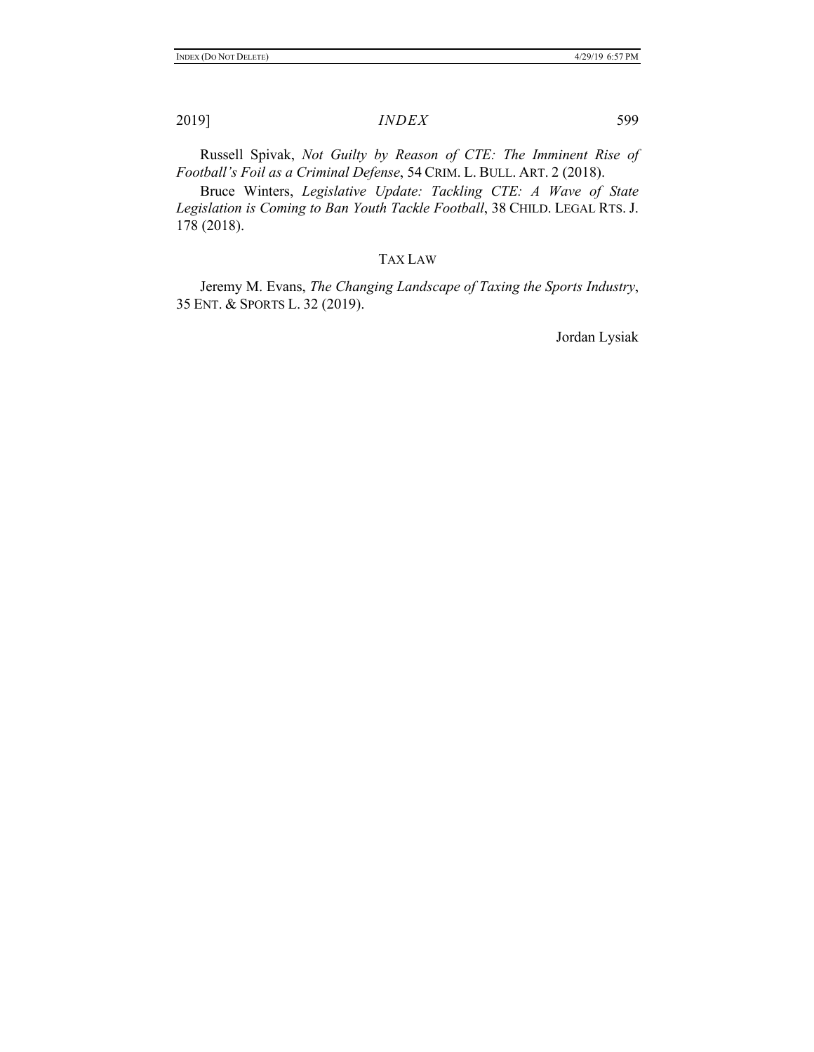Russell Spivak, *Not Guilty by Reason of CTE: The Imminent Rise of Football's Foil as a Criminal Defense*, 54 CRIM. L. BULL. ART. 2 (2018).

Bruce Winters, *Legislative Update: Tackling CTE: A Wave of State Legislation is Coming to Ban Youth Tackle Football*, 38 CHILD. LEGAL RTS. J. 178 (2018).

## TAX LAW

Jeremy M. Evans, *The Changing Landscape of Taxing the Sports Industry*, 35 ENT. & SPORTS L. 32 (2019).

Jordan Lysiak